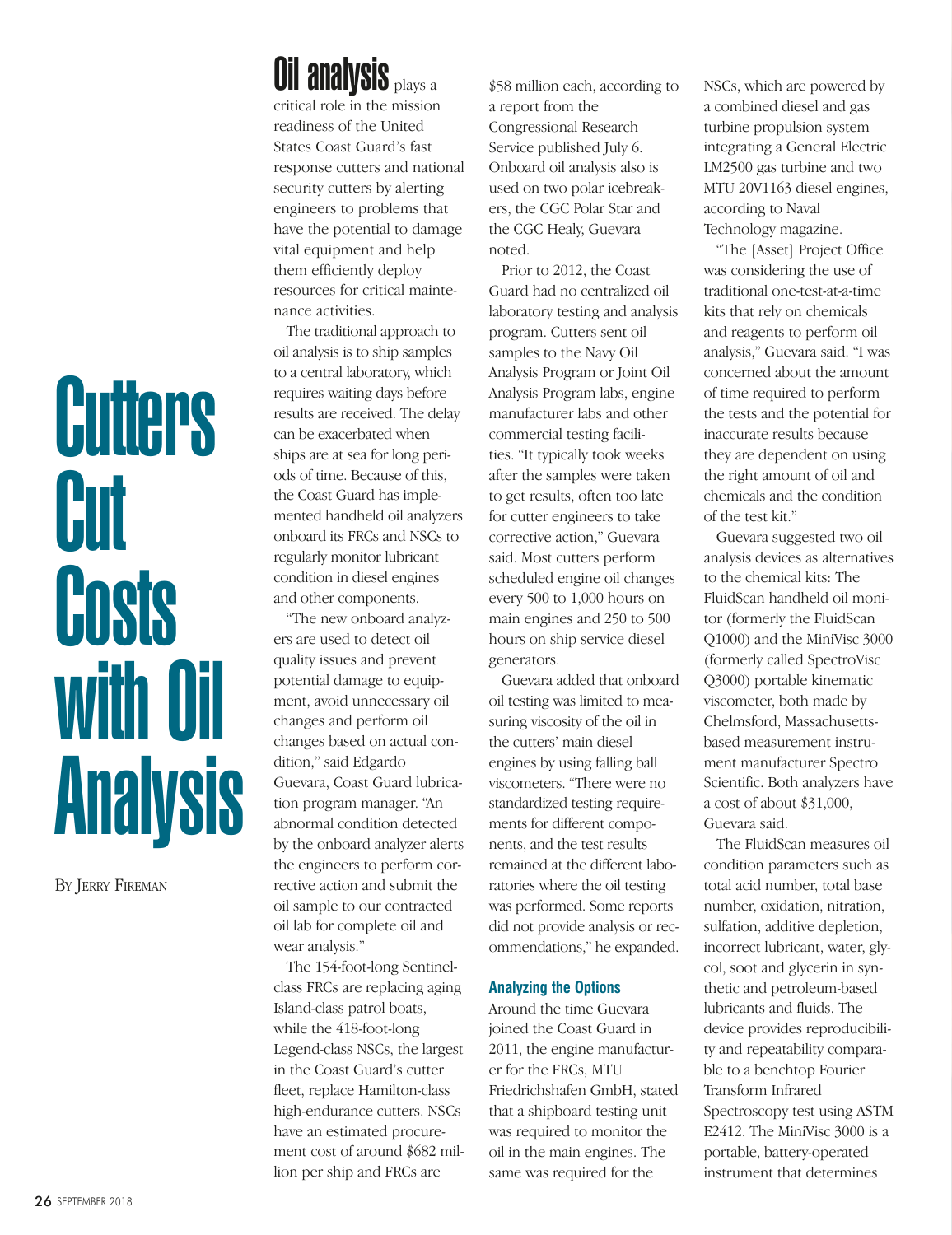# Cutters Cut Costs with Oil Analysis

By Jerry Fireman

**Oil analysis** plays a critical role in the mission readiness of the United States Coast Guard's fast response cutters and national security cutters by alerting engineers to problems that have the potential to damage vital equipment and help them efficiently deploy resources for critical maintenance activities.

The traditional approach to oil analysis is to ship samples to a central laboratory, which requires waiting days before results are received. The delay can be exacerbated when ships are at sea for long periods of time. Because of this, the Coast Guard has implemented handheld oil analyzers onboard its FRCs and NSCs to regularly monitor lubricant condition in diesel engines and other components.

"The new onboard analyzers are used to detect oil quality issues and prevent potential damage to equipment, avoid unnecessary oil changes and perform oil changes based on actual condition," said Edgardo Guevara, Coast Guard lubrication program manager. "An abnormal condition detected by the onboard analyzer alerts the engineers to perform corrective action and submit the oil sample to our contracted oil lab for complete oil and wear analysis."

The 154-foot-long Sentinel-class FRCs are replacing aging Island-class patrol boats, while the 418-foot-long Legend-class NSCs, the largest in the Coast Guard's cutter fleet, replace Hamilton-class high-endurance cutters. NSCs have an estimated procurement cost of around $682 million per ship and FRCs are $58 million each, according to a report from the Congressional Research Service published July 6. Onboard oil analysis also is used on two polar icebreakers, the CGC Polar Star and the CGC Healy, Guevara noted.

Prior to 2012, the Coast Guard had no centralized oil laboratory testing and analysis program. Cutters sent oil samples to the Navy Oil Analysis Program or Joint Oil Analysis Program labs, engine manufacturer labs and other commercial testing facilities. "It typically took weeks after the samples were taken to get results, often too late for cutter engineers to take corrective action," Guevara said. Most cutters perform scheduled engine oil changes every 500 to 1,000 hours on main engines and 250 to 500 hours on ship service diesel generators.

Guevara added that onboard oil testing was limited to measuring viscosity of the oil in the cutters' main diesel engines by using falling ball viscometers. "There were no standardized testing requirements for different components, and the test results remained at the different laboratories where the oil testing was performed. Some reports did not provide analysis or recommendations," he expanded.

## Analyzing the Options

Around the time Guevara joined the Coast Guard in 2011, the engine manufacturer for the FRCs, MTU Friedrichshafen GmbH, stated that a shipboard testing unit was required to monitor the oil in the main engines. The same was required for the NSCs, which are powered by a combined diesel and gas turbine propulsion system integrating a General Electric LM2500 gas turbine and two MTU 20V1163 diesel engines, according to Naval Technology magazine.

"The [Asset] Project Office was considering the use of traditional one-test-at-a-time kits that rely on chemicals and reagents to perform oil analysis," Guevara said. "I was concerned about the amount of time required to perform the tests and the potential for inaccurate results because they are dependent on using the right amount of oil and chemicals and the condition of the test kit."

Guevara suggested two oil analysis devices as alternatives to the chemical kits: The FluidScan handheld oil monitor (formerly the FluidScan Q1000) and the MiniVisc 3000 (formerly called SpectroVisc Q3000) portable kinematic viscometer, both made by Chelmsford, Massachusetts-based measurement instrument manufacturer Spectro Scientific. Both analyzers have a cost of about $31,000, Guevara said.

The FluidScan measures oil condition parameters such as total acid number, total base number, oxidation, nitration, sulfation, additive depletion, incorrect lubricant, water, glycol, soot and glycerin in synthetic and petroleum-based lubricants and fluids. The device provides reproducibility and repeatability comparable to a benchtop Fourier Transform Infrared Spectroscopy test using ASTM E2412. The MiniVisc 3000 is a portable, battery-operated instrument that determines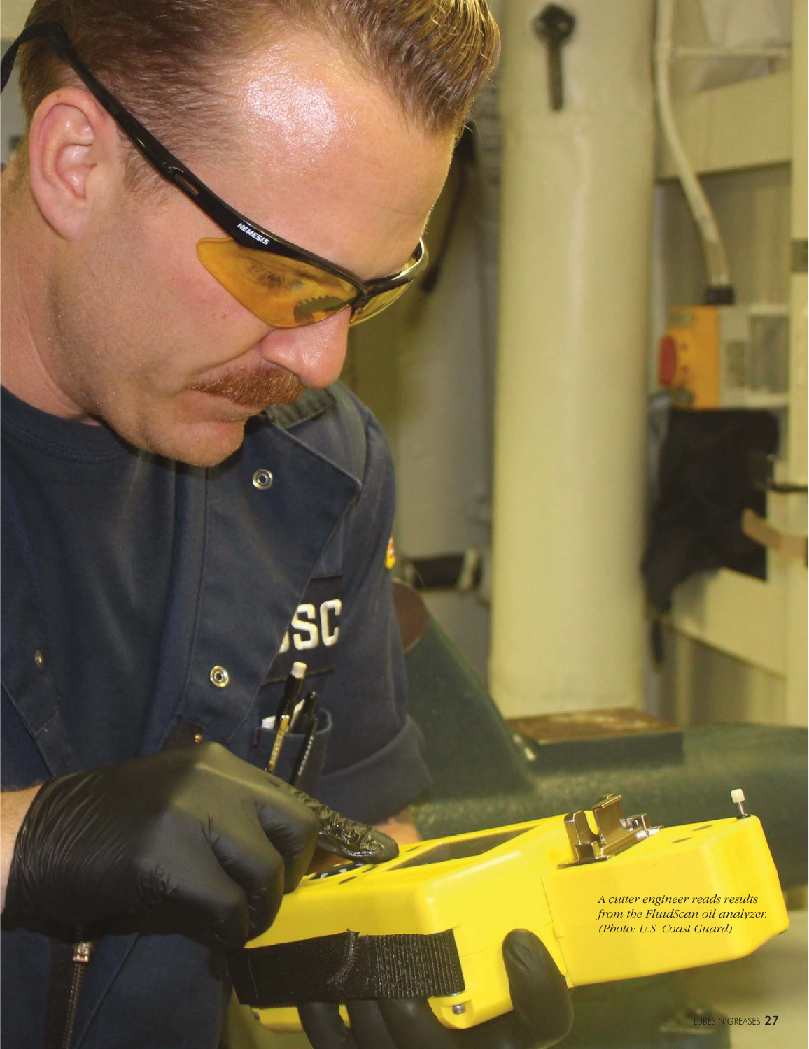*A cutter engineer reads results from the FluidScan oil analyzer. (Photo: U.S. Coast Guard)*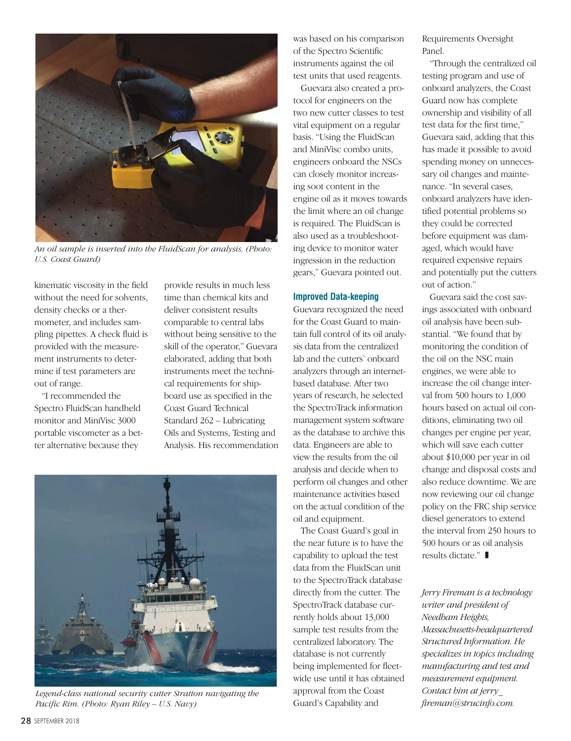An oil sample is inserted into the FluidScan for analysis. (Photo: U.S. Coast Guard)

kinematic viscosity in the field without the need for solvents, density checks or a thermometer, and includes sampling pipettes. A check fluid is provided with the measurement instruments to determine if test parameters are out of range.

"I recommended the Spectro FluidScan handheld monitor and MiniVisc 3000 portable viscometer as a better alternative because they provide results in much less time than chemical kits and deliver consistent results comparable to central labs without being sensitive to the skill of the operator," Guevara elaborated, adding that both instruments meet the technical requirements for shipboard use as specified in the Coast Guard Technical Standard 262 – Lubricating Oils and Systems, Testing and Analysis. His recommendation was based on his comparison of the Spectro Scientific instruments against the oil test units that used reagents.

Guevara also created a protocol for engineers on the two new cutter classes to test vital equipment on a regular basis. "Using the FluidScan and MiniVisc combo units, engineers onboard the NSCs can closely monitor increasing soot content in the engine oil as it moves towards the limit where an oil change is required. The FluidScan is also used as a troubleshooting device to monitor water ingression in the reduction gears," Guevara pointed out.

Legend-class national security cutter Stratton navigating the Pacific Rim. (Photo: Ryan Riley – U.S. Navy)

### Improved Data-keeping

Guevara recognized the need for the Coast Guard to maintain full control of its oil analysis data from the centralized lab and the cutters' onboard analyzers through an internet-based database. After two years of research, he selected the SpectroTrack information management system software as the database to archive this data. Engineers are able to view the results from the oil analysis and decide when to perform oil changes and other maintenance activities based on the actual condition of the oil and equipment.

The Coast Guard's goal in the near future is to have the capability to upload the test data from the FluidScan unit to the SpectroTrack database directly from the cutter. The SpectroTrack database currently holds about 13,000 sample test results from the centralized laboratory. The database is not currently being implemented for fleetwide use until it has obtained approval from the Coast Guard's Capability and Requirements Oversight Panel.

"Through the centralized oil testing program and use of onboard analyzers, the Coast Guard now has complete ownership and visibility of all test data for the first time," Guevara said, adding that this has made it possible to avoid spending money on unnecessary oil changes and maintenance. "In several cases, onboard analyzers have identified potential problems so they could be corrected before equipment was damaged, which would have required expensive repairs and potentially put the cutters out of action."

Guevara said the cost savings associated with onboard oil analysis have been substantial. "We found that by monitoring the condition of the oil on the NSC main engines, we were able to increase the oil change interval from 500 hours to 1,000 hours based on actual oil conditions, eliminating two oil changes per engine per year, which will save each cutter about $10,000 per year in oil change and disposal costs and also reduce downtime. We are now reviewing our oil change policy on the FRC ship service diesel generators to extend the interval from 250 hours to 500 hours or as oil analysis results dictate." ∎

*Jerry Fireman is a technology writer and president of Needham Heights, Massachusetts-headquartered Structured Information. He specializes in topics including manufacturing and test and measurement equipment. Contact him at jerry_fireman@strucinfo.com.*